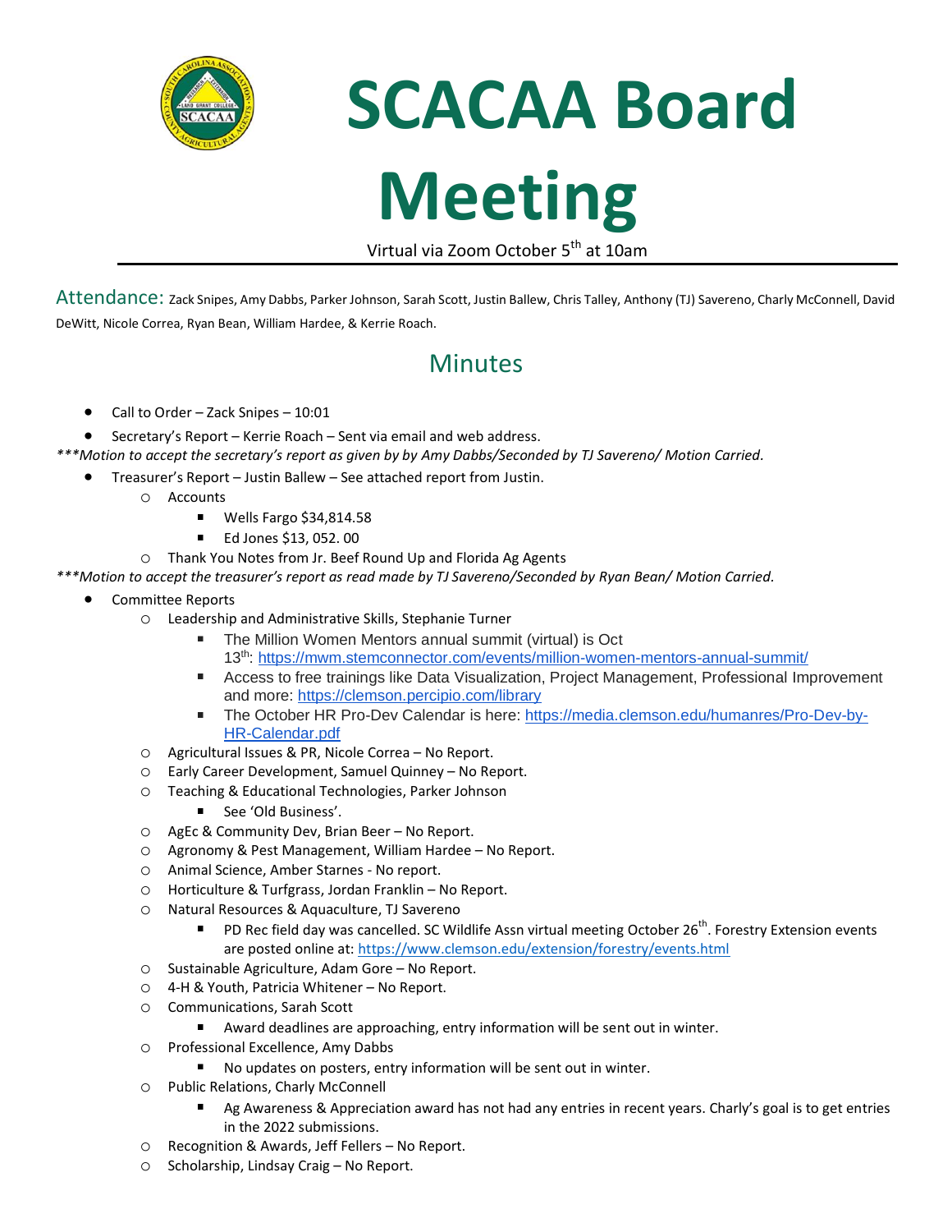# SCACAA Board Meeting

Virtual via Zoom October 5th at 10am

## Attendance:

Zack Snipes, Amy Dabbs, Parker Johnson, Sarah Scott, Justin Ballew, Chris Talley, Anthony (TJ) Savereno, Charly McConnell, David DeWitt, Nicole Correa, Ryan Bean, William Hardee, & Kerrie Roach.

## Minutes

- Call to Order – Zack Snipes – 10:01
- Secretary's Report – Kerrie Roach – Sent via email and web address.

*\*\*\*Motion to accept the secretary's report as given by by Amy Dabbs/Seconded by TJ Savereno/ Motion Carried.*

- Treasurer's Report – Justin Ballew – See attached report from Justin.
  - Accounts
    - Wells Fargo $34,814.58
    - Ed Jones $13, 052. 00
  - Thank You Notes from Jr. Beef Round Up and Florida Ag Agents

*\*\*\*Motion to accept the treasurer's report as read made by TJ Savereno/Seconded by Ryan Bean/ Motion Carried.*

- Committee Reports
  - Leadership and Administrative Skills, Stephanie Turner
    - The Million Women Mentors annual summit (virtual) is Oct 13th: https://mwm.stemconnector.com/events/million-women-mentors-annual-summit/
    - Access to free trainings like Data Visualization, Project Management, Professional Improvement and more: https://clemson.percipio.com/library
    - The October HR Pro-Dev Calendar is here: https://media.clemson.edu/humanres/Pro-Dev-by-HR-Calendar.pdf
  - Agricultural Issues & PR, Nicole Correa – No Report.
  - Early Career Development, Samuel Quinney – No Report.
  - Teaching & Educational Technologies, Parker Johnson
    - See 'Old Business'.
  - AgEc & Community Dev, Brian Beer – No Report.
  - Agronomy & Pest Management, William Hardee – No Report.
  - Animal Science, Amber Starnes - No report.
  - Horticulture & Turfgrass, Jordan Franklin – No Report.
  - Natural Resources & Aquaculture, TJ Savereno
    - PD Rec field day was cancelled. SC Wildlife Assn virtual meeting October 26th. Forestry Extension events are posted online at: https://www.clemson.edu/extension/forestry/events.html
  - Sustainable Agriculture, Adam Gore – No Report.
  - 4-H & Youth, Patricia Whitener – No Report.
  - Communications, Sarah Scott
    - Award deadlines are approaching, entry information will be sent out in winter.
  - Professional Excellence, Amy Dabbs
    - No updates on posters, entry information will be sent out in winter.
  - Public Relations, Charly McConnell
    - Ag Awareness & Appreciation award has not had any entries in recent years. Charly's goal is to get entries in the 2022 submissions.
  - Recognition & Awards, Jeff Fellers – No Report.
  - Scholarship, Lindsay Craig – No Report.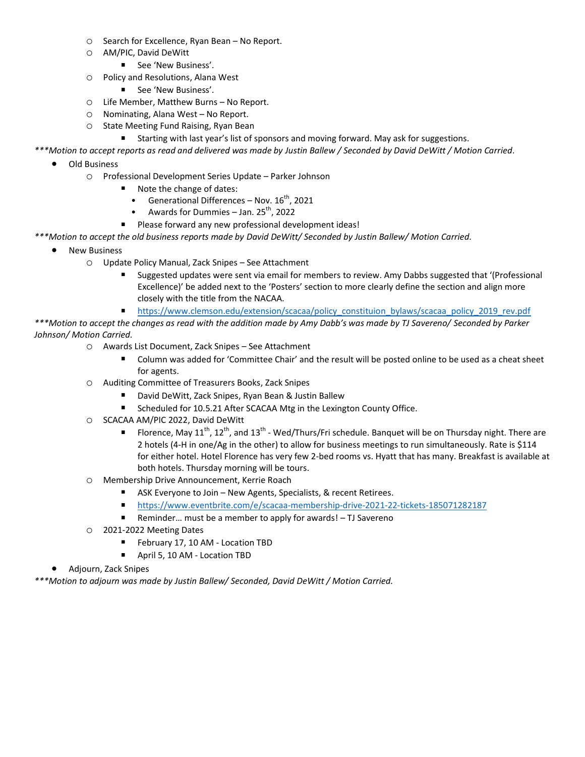- Search for Excellence, Ryan Bean – No Report.
  - AM/PIC, David DeWitt
    - See 'New Business'.
  - Policy and Resolutions, Alana West
    - See 'New Business'.
  - Life Member, Matthew Burns – No Report.
  - Nominating, Alana West – No Report.
  - State Meeting Fund Raising, Ryan Bean
    - Starting with last year's list of sponsors and moving forward. May ask for suggestions.

****Motion to accept reports as read and delivered was made by Justin Ballew / Seconded by David DeWitt / Motion Carried.*

- Old Business
  - Professional Development Series Update – Parker Johnson
    - Note the change of dates:
      - Generational Differences – Nov. 16th, 2021
      - Awards for Dummies – Jan. 25th, 2022
    - Please forward any new professional development ideas!

****Motion to accept the old business reports made by David DeWitt/ Seconded by Justin Ballew/ Motion Carried.*

- New Business
  - Update Policy Manual, Zack Snipes – See Attachment
    - Suggested updates were sent via email for members to review. Amy Dabbs suggested that '(Professional Excellence)' be added next to the 'Posters' section to more clearly define the section and align more closely with the title from the NACAA.
    - https://www.clemson.edu/extension/scacaa/policy_constituion_bylaws/scacaa_policy_2019_rev.pdf

****Motion to accept the changes as read with the addition made by Amy Dabb's was made by TJ Savereno/ Seconded by Parker Johnson/ Motion Carried.*

  - Awards List Document, Zack Snipes – See Attachment
    - Column was added for 'Committee Chair' and the result will be posted online to be used as a cheat sheet for agents.
  - Auditing Committee of Treasurers Books, Zack Snipes
    - David DeWitt, Zack Snipes, Ryan Bean & Justin Ballew
    - Scheduled for 10.5.21 After SCACAA Mtg in the Lexington County Office.
  - SCACAA AM/PIC 2022, David DeWitt
    - Florence, May 11th, 12th, and 13th - Wed/Thurs/Fri schedule. Banquet will be on Thursday night. There are 2 hotels (4-H in one/Ag in the other) to allow for business meetings to run simultaneously. Rate is $114 for either hotel. Hotel Florence has very few 2-bed rooms vs. Hyatt that has many. Breakfast is available at both hotels. Thursday morning will be tours.
  - Membership Drive Announcement, Kerrie Roach
    - ASK Everyone to Join – New Agents, Specialists, & recent Retirees.
    - https://www.eventbrite.com/e/scacaa-membership-drive-2021-22-tickets-185071282187
    - Reminder… must be a member to apply for awards! – TJ Savereno
  - 2021-2022 Meeting Dates
    - February 17, 10 AM - Location TBD
    - April 5, 10 AM - Location TBD
- Adjourn, Zack Snipes

****Motion to adjourn was made by Justin Ballew/ Seconded, David DeWitt / Motion Carried.*